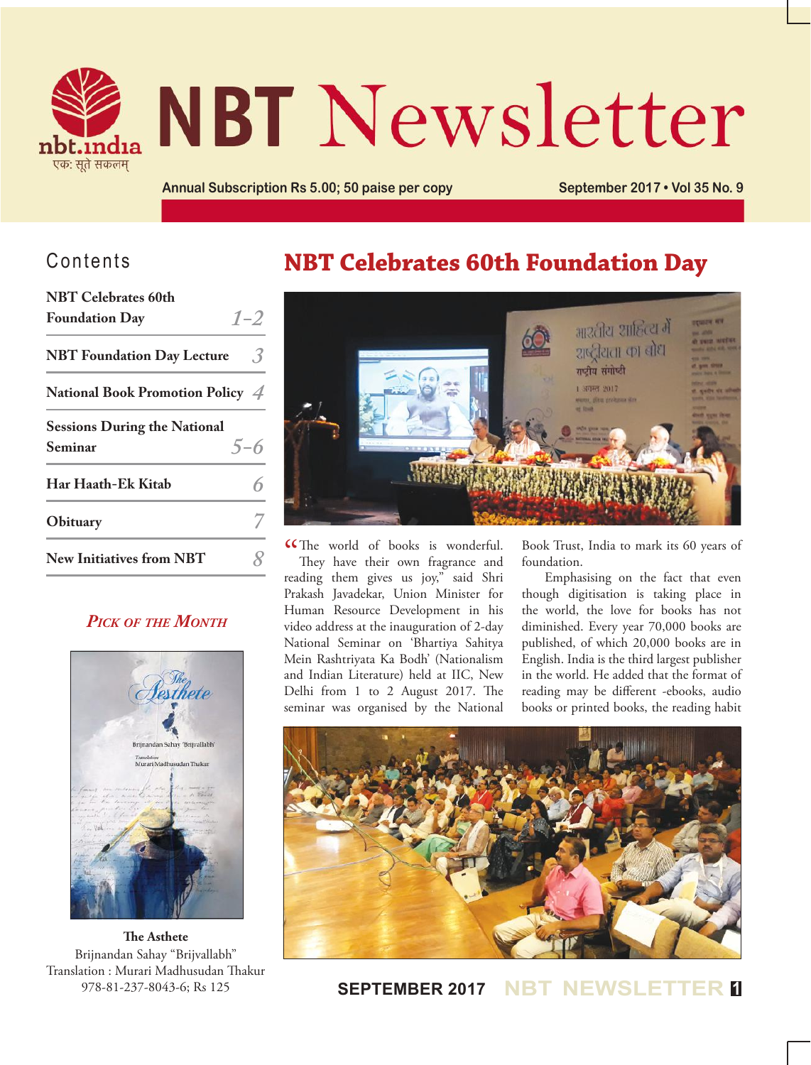# NBT Newsletter

Annual Subscription Rs 5.00; 50 paise per copy

September 2017 • Vol 35 No. 9

## Contents

| | |
|---|---|
| NBT Celebrates 60th Foundation Day | 1–2 |
| NBT Foundation Day Lecture | 3 |
| National Book Promotion Policy | 4 |
| Sessions During the National Seminar | 5–6 |
| Har Haath-Ek Kitab | 6 |
| Obituary | 7 |
| New Initiatives from NBT | 8 |

### *Pick of the Month*

**The Asthete**
Brijnandan Sahay "Brijvallabh"
Translation : Murari Madhusudan Thakur
978-81-237-8043-6; Rs 125

## NBT Celebrates 60th Foundation Day

"The world of books is wonderful. They have their own fragrance and reading them gives us joy," said Shri Prakash Javadekar, Union Minister for Human Resource Development in his video address at the inauguration of 2-day National Seminar on 'Bhartiya Sahitya Mein Rashtriyata Ka Bodh' (Nationalism and Indian Literature) held at IIC, New Delhi from 1 to 2 August 2017. The seminar was organised by the National Book Trust, India to mark its 60 years of foundation.

Emphasising on the fact that even though digitisation is taking place in the world, the love for books has not diminished. Every year 70,000 books are published, of which 20,000 books are in English. India is the third largest publisher in the world. He added that the format of reading may be different -ebooks, audio books or printed books, the reading habit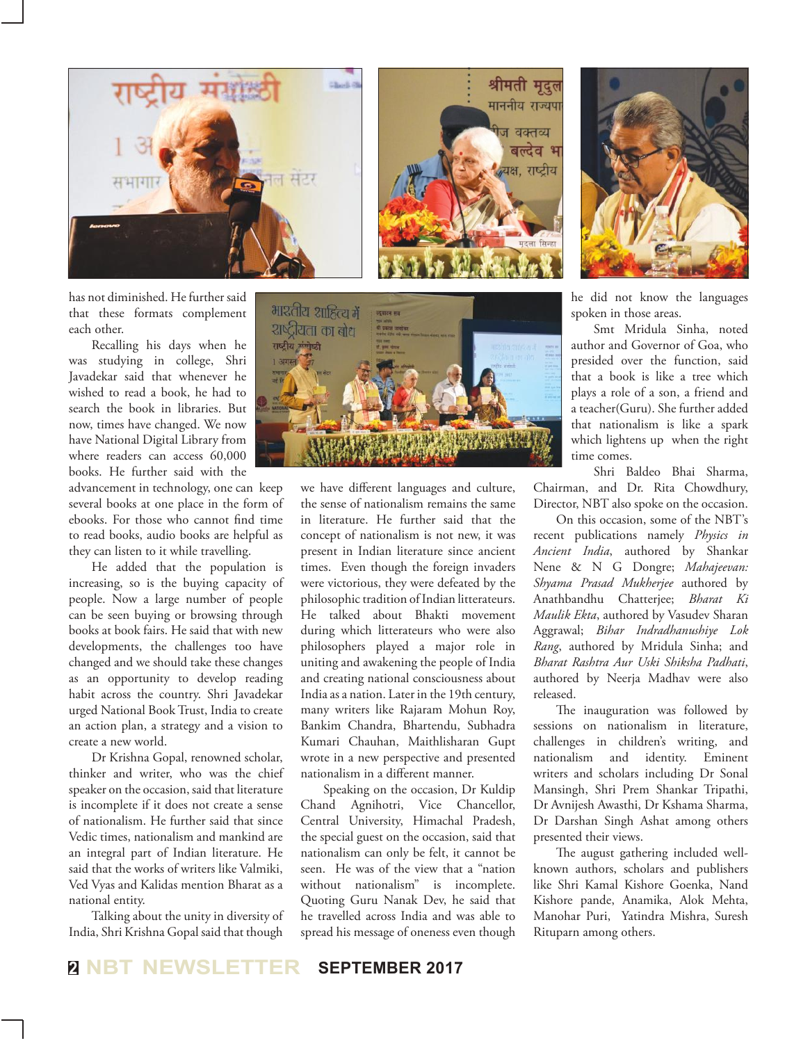has not diminished. He further said that these formats complement each other.

Recalling his days when he was studying in college, Shri Javadekar said that whenever he wished to read a book, he had to search the book in libraries. But now, times have changed. We now have National Digital Library from where readers can access 60,000 books. He further said with the advancement in technology, one can keep several books at one place in the form of ebooks. For those who cannot find time to read books, audio books are helpful as they can listen to it while travelling.

He added that the population is increasing, so is the buying capacity of people. Now a large number of people can be seen buying or browsing through books at book fairs. He said that with new developments, the challenges too have changed and we should take these changes as an opportunity to develop reading habit across the country. Shri Javadekar urged National Book Trust, India to create an action plan, a strategy and a vision to create a new world.

Dr Krishna Gopal, renowned scholar, thinker and writer, who was the chief speaker on the occasion, said that literature is incomplete if it does not create a sense of nationalism. He further said that since Vedic times, nationalism and mankind are an integral part of Indian literature. He said that the works of writers like Valmiki, Ved Vyas and Kalidas mention Bharat as a national entity.

Talking about the unity in diversity of India, Shri Krishna Gopal said that though we have different languages and culture, the sense of nationalism remains the same in literature. He further said that the concept of nationalism is not new, it was present in Indian literature since ancient times. Even though the foreign invaders were victorious, they were defeated by the philosophic tradition of Indian litterateurs. He talked about Bhakti movement during which litterateurs who were also philosophers played a major role in uniting and awakening the people of India and creating national consciousness about India as a nation. Later in the 19th century, many writers like Rajaram Mohun Roy, Bankim Chandra, Bhartendu, Subhadra Kumari Chauhan, Maithlisharan Gupt wrote in a new perspective and presented nationalism in a different manner.

Speaking on the occasion, Dr Kuldip Chand Agnihotri, Vice Chancellor, Central University, Himachal Pradesh, the special guest on the occasion, said that nationalism can only be felt, it cannot be seen. He was of the view that a "nation without nationalism" is incomplete. Quoting Guru Nanak Dev, he said that he travelled across India and was able to spread his message of oneness even though he did not know the languages spoken in those areas.

Smt Mridula Sinha, noted author and Governor of Goa, who presided over the function, said that a book is like a tree which plays a role of a son, a friend and a teacher(Guru). She further added that nationalism is like a spark which lightens up when the right time comes.

Shri Baldeo Bhai Sharma, Chairman, and Dr. Rita Chowdhury, Director, NBT also spoke on the occasion.

On this occasion, some of the NBT's recent publications namely *Physics in Ancient India*, authored by Shankar Nene & N G Dongre; *Mahajeevan: Shyama Prasad Mukherjee* authored by Anathbandhu Chatterjee; *Bharat Ki Maulik Ekta*, authored by Vasudev Sharan Aggrawal; *Bihar Indradhanushiye Lok Rang*, authored by Mridula Sinha; and *Bharat Rashtra Aur Uski Shiksha Padhati*, authored by Neerja Madhav were also released.

The inauguration was followed by sessions on nationalism in literature, challenges in children's writing, and nationalism and identity. Eminent writers and scholars including Dr Sonal Mansingh, Shri Prem Shankar Tripathi, Dr Avnijesh Awasthi, Dr Kshama Sharma, Dr Darshan Singh Ashat among others presented their views.

The august gathering included well-known authors, scholars and publishers like Shri Kamal Kishore Goenka, Nand Kishore pande, Anamika, Alok Mehta, Manohar Puri, Yatindra Mishra, Suresh Rituparn among others.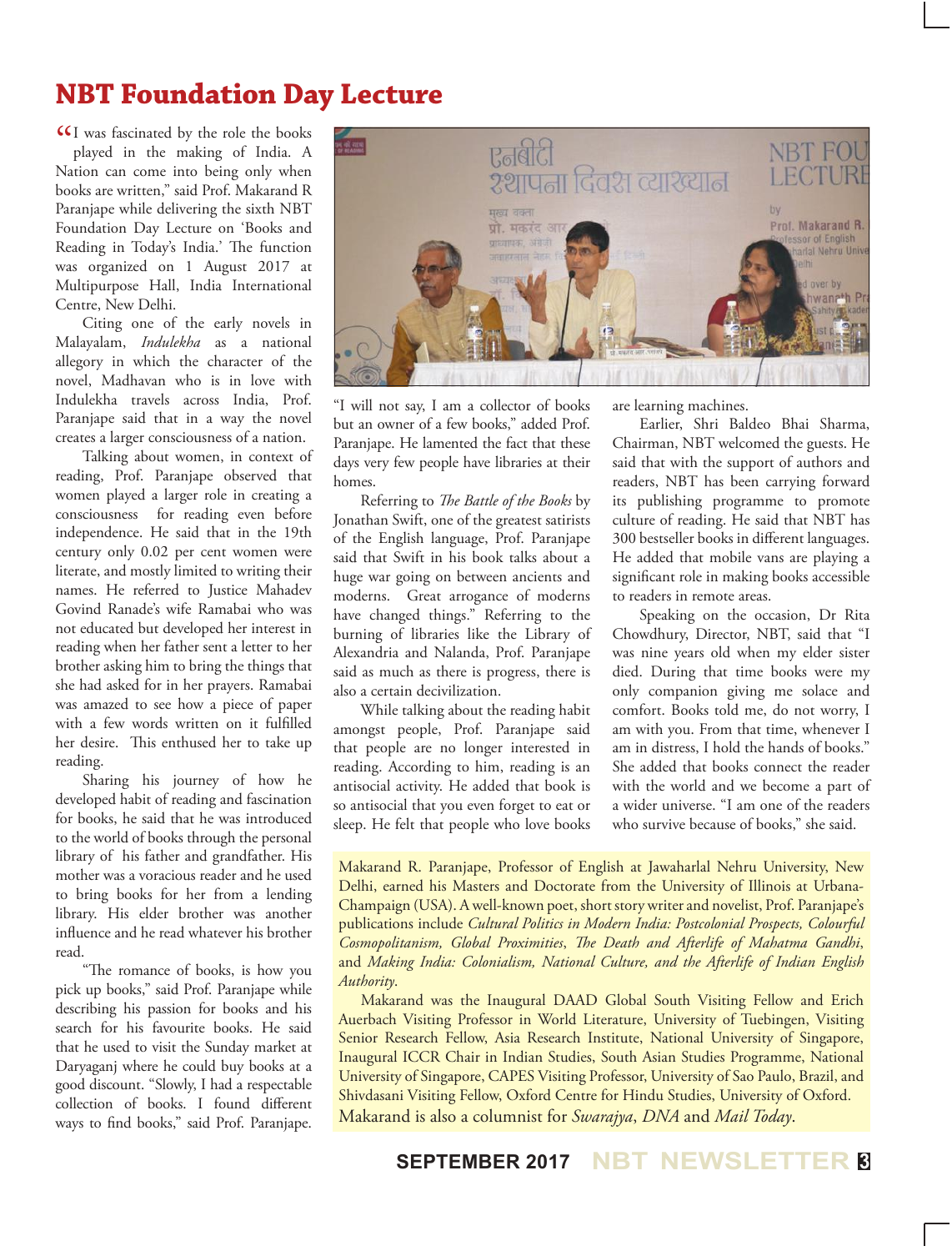# NBT Foundation Day Lecture

"I was fascinated by the role the books played in the making of India. A Nation can come into being only when books are written," said Prof. Makarand R Paranjape while delivering the sixth NBT Foundation Day Lecture on 'Books and Reading in Today's India.' The function was organized on 1 August 2017 at Multipurpose Hall, India International Centre, New Delhi.

Citing one of the early novels in Malayalam, *Indulekha* as a national allegory in which the character of the novel, Madhavan who is in love with Indulekha travels across India, Prof. Paranjape said that in a way the novel creates a larger consciousness of a nation.

Talking about women, in context of reading, Prof. Paranjape observed that women played a larger role in creating a consciousness for reading even before independence. He said that in the 19th century only 0.02 per cent women were literate, and mostly limited to writing their names. He referred to Justice Mahadev Govind Ranade's wife Ramabai who was not educated but developed her interest in reading when her father sent a letter to her brother asking him to bring the things that she had asked for in her prayers. Ramabai was amazed to see how a piece of paper with a few words written on it fulfilled her desire. This enthused her to take up reading.

Sharing his journey of how he developed habit of reading and fascination for books, he said that he was introduced to the world of books through the personal library of his father and grandfather. His mother was a voracious reader and he used to bring books for her from a lending library. His elder brother was another influence and he read whatever his brother read.

"The romance of books, is how you pick up books," said Prof. Paranjape while describing his passion for books and his search for his favourite books. He said that he used to visit the Sunday market at Daryaganj where he could buy books at a good discount. "Slowly, I had a respectable collection of books. I found different ways to find books," said Prof. Paranjape. "I will not say, I am a collector of books but an owner of a few books," added Prof. Paranjape. He lamented the fact that these days very few people have libraries at their homes.

Referring to *The Battle of the Books* by Jonathan Swift, one of the greatest satirists of the English language, Prof. Paranjape said that Swift in his book talks about a huge war going on between ancients and moderns. Great arrogance of moderns have changed things." Referring to the burning of libraries like the Library of Alexandria and Nalanda, Prof. Paranjape said as much as there is progress, there is also a certain decivilization.

While talking about the reading habit amongst people, Prof. Paranjape said that people are no longer interested in reading. According to him, reading is an antisocial activity. He added that book is so antisocial that you even forget to eat or sleep. He felt that people who love books are learning machines.

Earlier, Shri Baldeo Bhai Sharma, Chairman, NBT welcomed the guests. He said that with the support of authors and readers, NBT has been carrying forward its publishing programme to promote culture of reading. He said that NBT has 300 bestseller books in different languages. He added that mobile vans are playing a significant role in making books accessible to readers in remote areas.

Speaking on the occasion, Dr Rita Chowdhury, Director, NBT, said that "I was nine years old when my elder sister died. During that time books were my only companion giving me solace and comfort. Books told me, do not worry, I am with you. From that time, whenever I am in distress, I hold the hands of books." She added that books connect the reader with the world and we become a part of a wider universe. "I am one of the readers who survive because of books," she said.

Makarand R. Paranjape, Professor of English at Jawaharlal Nehru University, New Delhi, earned his Masters and Doctorate from the University of Illinois at Urbana-Champaign (USA). A well-known poet, short story writer and novelist, Prof. Paranjape's publications include *Cultural Politics in Modern India: Postcolonial Prospects, Colourful Cosmopolitanism, Global Proximities*, *The Death and Afterlife of Mahatma Gandhi*, and *Making India: Colonialism, National Culture, and the Afterlife of Indian English Authority*.

Makarand was the Inaugural DAAD Global South Visiting Fellow and Erich Auerbach Visiting Professor in World Literature, University of Tuebingen, Visiting Senior Research Fellow, Asia Research Institute, National University of Singapore, Inaugural ICCR Chair in Indian Studies, South Asian Studies Programme, National University of Singapore, CAPES Visiting Professor, University of Sao Paulo, Brazil, and Shivdasani Visiting Fellow, Oxford Centre for Hindu Studies, University of Oxford. Makarand is also a columnist for *Swarajya*, *DNA* and *Mail Today*.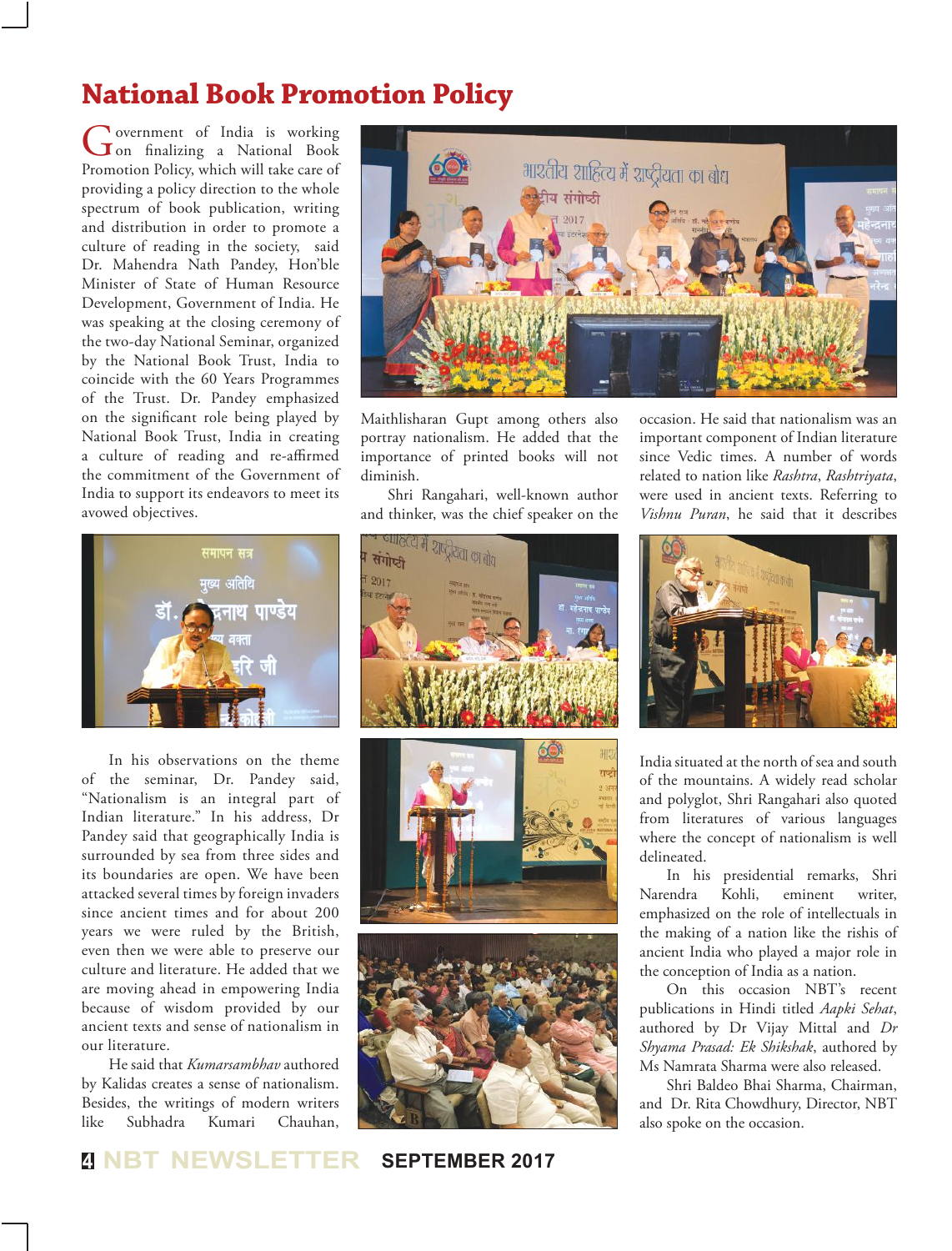# National Book Promotion Policy

Government of India is working on finalizing a National Book Promotion Policy, which will take care of providing a policy direction to the whole spectrum of book publication, writing and distribution in order to promote a culture of reading in the society, said Dr. Mahendra Nath Pandey, Hon'ble Minister of State of Human Resource Development, Government of India. He was speaking at the closing ceremony of the two-day National Seminar, organized by the National Book Trust, India to coincide with the 60 Years Programmes of the Trust. Dr. Pandey emphasized on the significant role being played by National Book Trust, India in creating a culture of reading and re-affirmed the commitment of the Government of India to support its endeavors to meet its avowed objectives.

In his observations on the theme of the seminar, Dr. Pandey said, "Nationalism is an integral part of Indian literature." In his address, Dr Pandey said that geographically India is surrounded by sea from three sides and its boundaries are open. We have been attacked several times by foreign invaders since ancient times and for about 200 years we were ruled by the British, even then we were able to preserve our culture and literature. He added that we are moving ahead in empowering India because of wisdom provided by our ancient texts and sense of nationalism in our literature.

He said that *Kumarsambhav* authored by Kalidas creates a sense of nationalism. Besides, the writings of modern writers like Subhadra Kumari Chauhan, Maithlisharan Gupt among others also portray nationalism. He added that the importance of printed books will not diminish.

Shri Rangahari, well-known author and thinker, was the chief speaker on the occasion. He said that nationalism was an important component of Indian literature since Vedic times. A number of words related to nation like *Rashtra*, *Rashtriyata*, were used in ancient texts. Referring to *Vishnu Puran*, he said that it describes India situated at the north of sea and south of the mountains. A widely read scholar and polyglot, Shri Rangahari also quoted from literatures of various languages where the concept of nationalism is well delineated.

In his presidential remarks, Shri Narendra Kohli, eminent writer, emphasized on the role of intellectuals in the making of a nation like the rishis of ancient India who played a major role in the conception of India as a nation.

On this occasion NBT's recent publications in Hindi titled *Aapki Sehat*, authored by Dr Vijay Mittal and *Dr Shyama Prasad: Ek Shikshak*, authored by Ms Namrata Sharma were also released.

Shri Baldeo Bhai Sharma, Chairman, and Dr. Rita Chowdhury, Director, NBT also spoke on the occasion.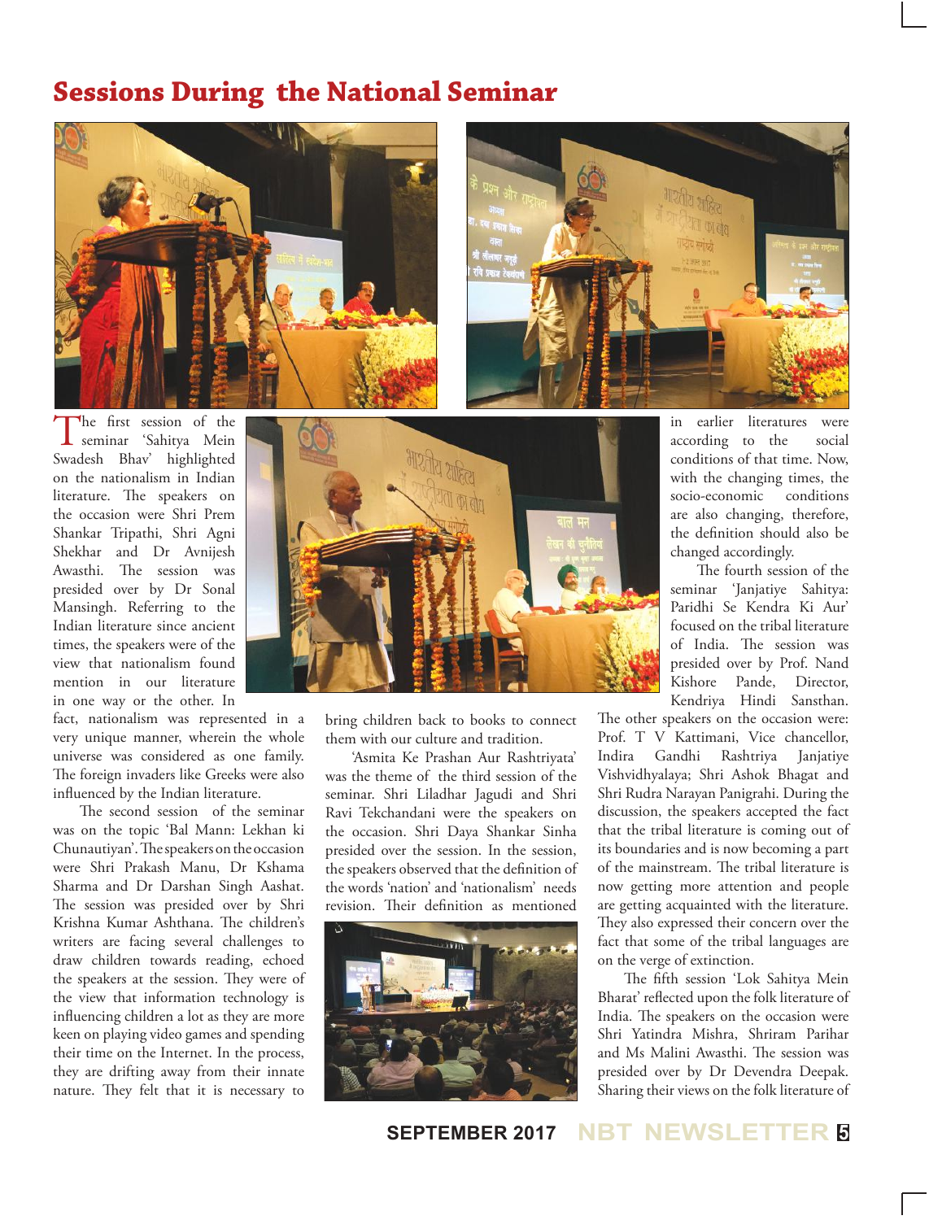# Sessions During the National Seminar

The first session of the seminar 'Sahitya Mein Swadesh Bhav' highlighted on the nationalism in Indian literature. The speakers on the occasion were Shri Prem Shankar Tripathi, Shri Agni Shekhar and Dr Avnijesh Awasthi. The session was presided over by Dr Sonal Mansingh. Referring to the Indian literature since ancient times, the speakers were of the view that nationalism found mention in our literature in one way or the other. In fact, nationalism was represented in a very unique manner, wherein the whole universe was considered as one family. The foreign invaders like Greeks were also influenced by the Indian literature.

The second session of the seminar was on the topic 'Bal Mann: Lekhan ki Chunautiyan'. The speakers on the occasion were Shri Prakash Manu, Dr Kshama Sharma and Dr Darshan Singh Aashat. The session was presided over by Shri Krishna Kumar Ashthana. The children's writers are facing several challenges to draw children towards reading, echoed the speakers at the session. They were of the view that information technology is influencing children a lot as they are more keen on playing video games and spending their time on the Internet. In the process, they are drifting away from their innate nature. They felt that it is necessary to bring children back to books to connect them with our culture and tradition.

'Asmita Ke Prashan Aur Rashtriyata' was the theme of the third session of the seminar. Shri Liladhar Jagudi and Shri Ravi Tekchandani were the speakers on the occasion. Shri Daya Shankar Sinha presided over the session. In the session, the speakers observed that the definition of the words 'nation' and 'nationalism' needs revision. Their definition as mentioned in earlier literatures were according to the social conditions of that time. Now, with the changing times, the socio-economic conditions are also changing, therefore, the definition should also be changed accordingly.

The fourth session of the seminar 'Janjatiye Sahitya: Paridhi Se Kendra Ki Aur' focused on the tribal literature of India. The session was presided over by Prof. Nand Kishore Pande, Director, Kendriya Hindi Sansthan. The other speakers on the occasion were: Prof. T V Kattimani, Vice chancellor, Indira Gandhi Rashtriya Janjatiye Vishvidhyalaya; Shri Ashok Bhagat and Shri Rudra Narayan Panigrahi. During the discussion, the speakers accepted the fact that the tribal literature is coming out of its boundaries and is now becoming a part of the mainstream. The tribal literature is now getting more attention and people are getting acquainted with the literature. They also expressed their concern over the fact that some of the tribal languages are on the verge of extinction.

The fifth session 'Lok Sahitya Mein Bharat' reflected upon the folk literature of India. The speakers on the occasion were Shri Yatindra Mishra, Shriram Parihar and Ms Malini Awasthi. The session was presided over by Dr Devendra Deepak. Sharing their views on the folk literature of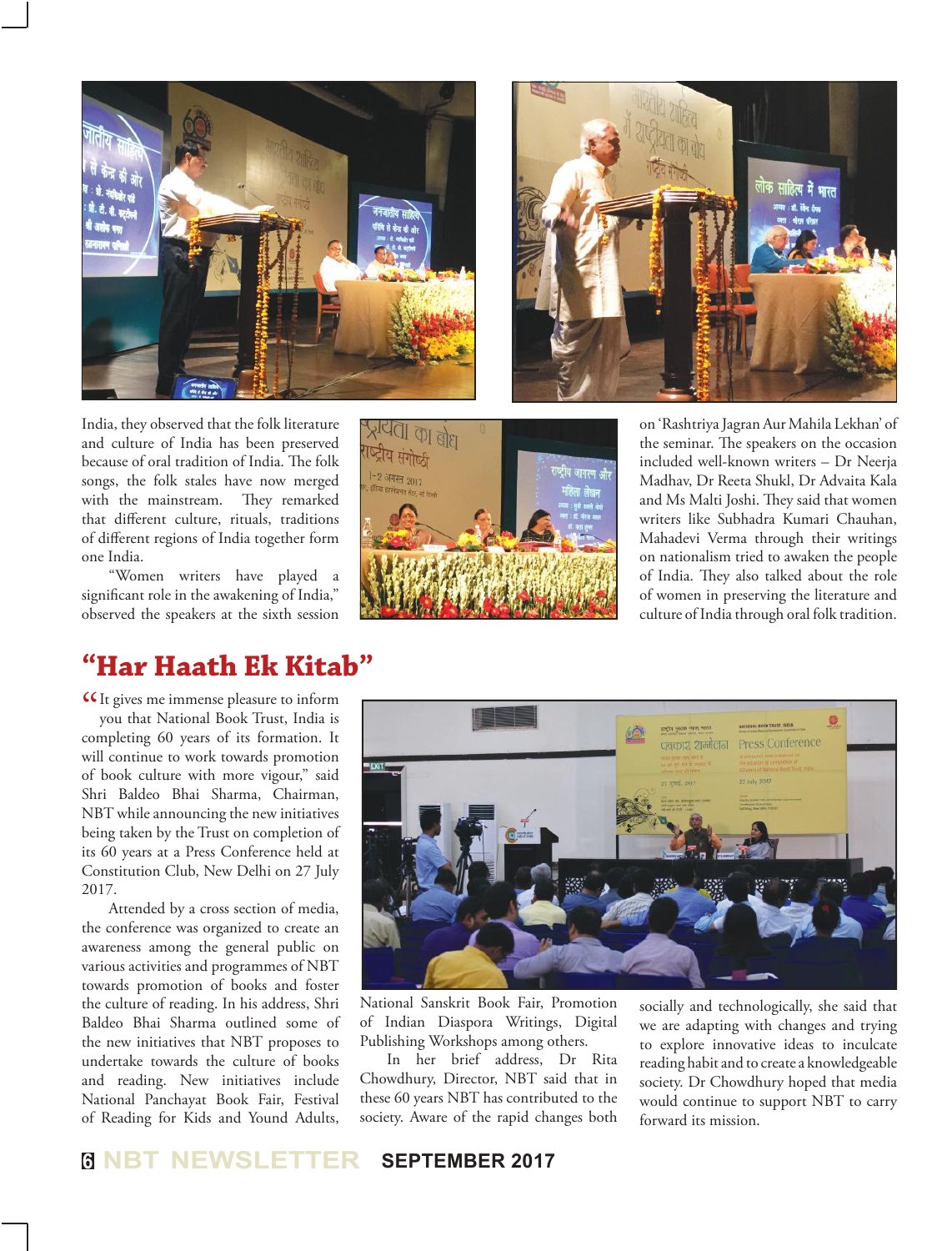India, they observed that the folk literature and culture of India has been preserved because of oral tradition of India. The folk songs, the folk stales have now merged with the mainstream. They remarked that different culture, rituals, traditions of different regions of India together form one India.

"Women writers have played a significant role in the awakening of India," observed the speakers at the sixth session on 'Rashtriya Jagran Aur Mahila Lekhan' of the seminar. The speakers on the occasion included well-known writers – Dr Neerja Madhav, Dr Reeta Shukl, Dr Advaita Kala and Ms Malti Joshi. They said that women writers like Subhadra Kumari Chauhan, Mahadevi Verma through their writings on nationalism tried to awaken the people of India. They also talked about the role of women in preserving the literature and culture of India through oral folk tradition.

## "Har Haath Ek Kitab"

"It gives me immense pleasure to inform you that National Book Trust, India is completing 60 years of its formation. It will continue to work towards promotion of book culture with more vigour," said Shri Baldeo Bhai Sharma, Chairman, NBT while announcing the new initiatives being taken by the Trust on completion of its 60 years at a Press Conference held at Constitution Club, New Delhi on 27 July 2017.

Attended by a cross section of media, the conference was organized to create an awareness among the general public on various activities and programmes of NBT towards promotion of books and foster the culture of reading. In his address, Shri Baldeo Bhai Sharma outlined some of the new initiatives that NBT proposes to undertake towards the culture of books and reading. New initiatives include National Panchayat Book Fair, Festival of Reading for Kids and Yound Adults, National Sanskrit Book Fair, Promotion of Indian Diaspora Writings, Digital Publishing Workshops among others.

In her brief address, Dr Rita Chowdhury, Director, NBT said that in these 60 years NBT has contributed to the society. Aware of the rapid changes both socially and technologically, she said that we are adapting with changes and trying to explore innovative ideas to inculcate reading habit and to create a knowledgeable society. Dr Chowdhury hoped that media would continue to support NBT to carry forward its mission.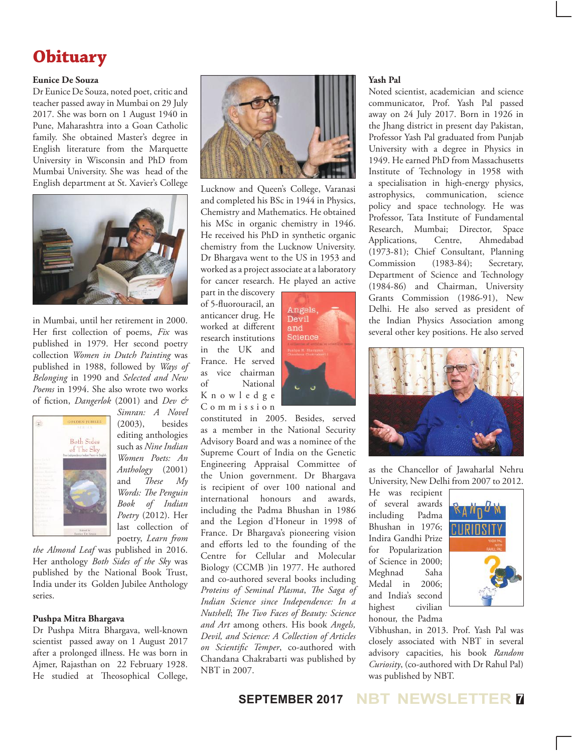# Obituary

### Eunice De Souza

Dr Eunice De Souza, noted poet, critic and teacher passed away in Mumbai on 29 July 2017. She was born on 1 August 1940 in Pune, Maharashtra into a Goan Catholic family. She obtained Master's degree in English literature from the Marquette University in Wisconsin and PhD from Mumbai University. She was head of the English department at St. Xavier's College in Mumbai, until her retirement in 2000. Her first collection of poems, *Fix* was published in 1979. Her second poetry collection *Women in Dutch Painting* was published in 1988, followed by *Ways of Belonging* in 1990 and *Selected and New Poems* in 1994. She also wrote two works of fiction, *Dangerlok* (2001) and *Dev & Simran: A Novel* (2003), besides editing anthologies such as *Nine Indian Women Poets: An Anthology* (2001) and *These My Words: The Penguin Book of Indian Poetry* (2012). Her last collection of poetry, *Learn from the Almond Leaf* was published in 2016. Her anthology *Both Sides of the Sky* was published by the National Book Trust, India under its Golden Jubilee Anthology series.

### Pushpa Mitra Bhargava

Dr Pushpa Mitra Bhargava, well-known scientist passed away on 1 August 2017 after a prolonged illness. He was born in Ajmer, Rajasthan on 22 February 1928. He studied at Theosophical College, Lucknow and Queen's College, Varanasi and completed his BSc in 1944 in Physics, Chemistry and Mathematics. He obtained his MSc in organic chemistry in 1946. He received his PhD in synthetic organic chemistry from the Lucknow University. Dr Bhargava went to the US in 1953 and worked as a project associate at a laboratory for cancer research. He played an active part in the discovery of 5-fluorouracil, an anticancer drug. He worked at different research institutions in the UK and France. He served as vice chairman of National Knowledge Commission constituted in 2005. Besides, served as a member in the National Security Advisory Board and was a nominee of the Supreme Court of India on the Genetic Engineering Appraisal Committee of the Union government. Dr Bhargava is recipient of over 100 national and international honours and awards, including the Padma Bhushan in 1986 and the Legion d'Honeur in 1998 of France. Dr Bhargava's pioneering vision and efforts led to the founding of the Centre for Cellular and Molecular Biology (CCMB )in 1977. He authored and co-authored several books including *Proteins of Seminal Plasma*, *The Saga of Indian Science since Independence: In a Nutshell*; *The Two Faces of Beauty: Science and Art* among others. His book *Angels, Devil, and Science: A Collection of Articles on Scientific Temper*, co-authored with Chandana Chakrabarti was published by NBT in 2007.

### Yash Pal

Noted scientist, academician and science communicator, Prof. Yash Pal passed away on 24 July 2017. Born in 1926 in the Jhang district in present day Pakistan, Professor Yash Pal graduated from Punjab University with a degree in Physics in 1949. He earned PhD from Massachusetts Institute of Technology in 1958 with a specialisation in high-energy physics, astrophysics, communication, science policy and space technology. He was Professor, Tata Institute of Fundamental Research, Mumbai; Director, Space Applications, Centre, Ahmedabad (1973-81); Chief Consultant, Planning Commission (1983-84); Secretary, Department of Science and Technology (1984-86) and Chairman, University Grants Commission (1986-91), New Delhi. He also served as president of the Indian Physics Association among several other key positions. He also served as the Chancellor of Jawaharlal Nehru University, New Delhi from 2007 to 2012. He was recipient of several awards including Padma Bhushan in 1976; Indira Gandhi Prize for Popularization of Science in 2000; Meghnad Saha Medal in 2006; and India's second highest civilian honour, the Padma Vibhushan, in 2013. Prof. Yash Pal was closely associated with NBT in several advisory capacities, his book *Random Curiosity*, (co-authored with Dr Rahul Pal) was published by NBT.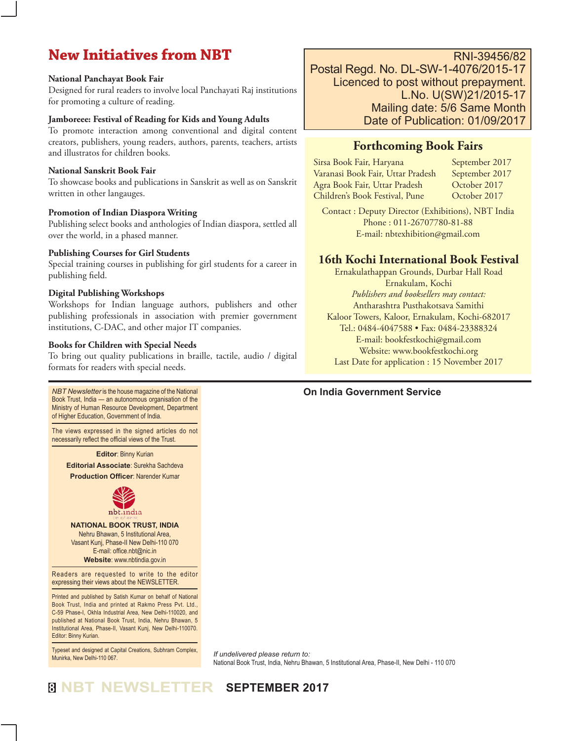## New Initiatives from NBT

**National Panchayat Book Fair**
Designed for rural readers to involve local Panchayati Raj institutions for promoting a culture of reading.

**Jamboreee: Festival of Reading for Kids and Young Adults**
To promote interaction among conventional and digital content creators, publishers, young readers, authors, parents, teachers, artists and illustratos for children books.

**National Sanskrit Book Fair**
To showcase books and publications in Sanskrit as well as on Sanskrit written in other langauges.

**Promotion of Indian Diaspora Writing**
Publishing select books and anthologies of Indian diaspora, settled all over the world, in a phased manner.

**Publishing Courses for Girl Students**
Special training courses in publishing for girl students for a career in publishing field.

**Digital Publishing Workshops**
Workshops for Indian language authors, publishers and other publishing professionals in association with premier government institutions, C-DAC, and other major IT companies.

**Books for Children with Special Needs**
To bring out quality publications in braille, tactile, audio / digital formats for readers with special needs.

RNI-39456/82
Postal Regd. No. DL-SW-1-4076/2015-17
Licenced to post without prepayment.
L.No. U(SW)21/2015-17
Mailing date: 5/6 Same Month
Date of Publication: 01/09/2017

## Forthcoming Book Fairs

| | |
|---|---|
| Sirsa Book Fair, Haryana | September 2017 |
| Varanasi Book Fair, Uttar Pradesh | September 2017 |
| Agra Book Fair, Uttar Pradesh | October 2017 |
| Children's Book Festival, Pune | October 2017 |

Contact : Deputy Director (Exhibitions), NBT India
Phone : 011-26707780-81-88
E-mail: nbtexhibition@gmail.com

## 16th Kochi International Book Festival

Ernakulathappan Grounds, Durbar Hall Road
Ernakulam, Kochi
*Publishers and booksellers may contact:*
Antharashtra Pusthakotsava Samithi
Kaloor Towers, Kaloor, Ernakulam, Kochi-682017
Tel.: 0484-4047588 • Fax: 0484-23388324
E-mail: bookfestkochi@gmail.com
Website: www.bookfestkochi.org
Last Date for application : 15 November 2017

*NBT Newsletter* is the house magazine of the National Book Trust, India — an autonomous organisation of the Ministry of Human Resource Development, Department of Higher Education, Government of India.

The views expressed in the signed articles do not necessarily reflect the official views of the Trust.

**Editor**: Binny Kurian
**Editorial Associate**: Surekha Sachdeva
**Production Officer**: Narender Kumar

**NATIONAL BOOK TRUST, INDIA**
Nehru Bhawan, 5 Institutional Area,
Vasant Kunj, Phase-II New Delhi-110 070
E-mail: office.nbt@nic.in
**Website**: www.nbtindia.gov.in

Readers are requested to write to the editor expressing their views about the NEWSLETTER.

Printed and published by Satish Kumar on behalf of National Book Trust, India and printed at Rakmo Press Pvt. Ltd., C-59 Phase-I, Okhla Industrial Area, New Delhi-110020, and published at National Book Trust, India, Nehru Bhawan, 5 Institutional Area, Phase-II, Vasant Kunj, New Delhi-110070. Editor: Binny Kurian.

Typeset and designed at Capital Creations, Subhram Complex, Munirka, New Delhi-110 067.

**On India Government Service**

*If undelivered please return to:*
National Book Trust, India, Nehru Bhawan, 5 Institutional Area, Phase-II, New Delhi - 110 070